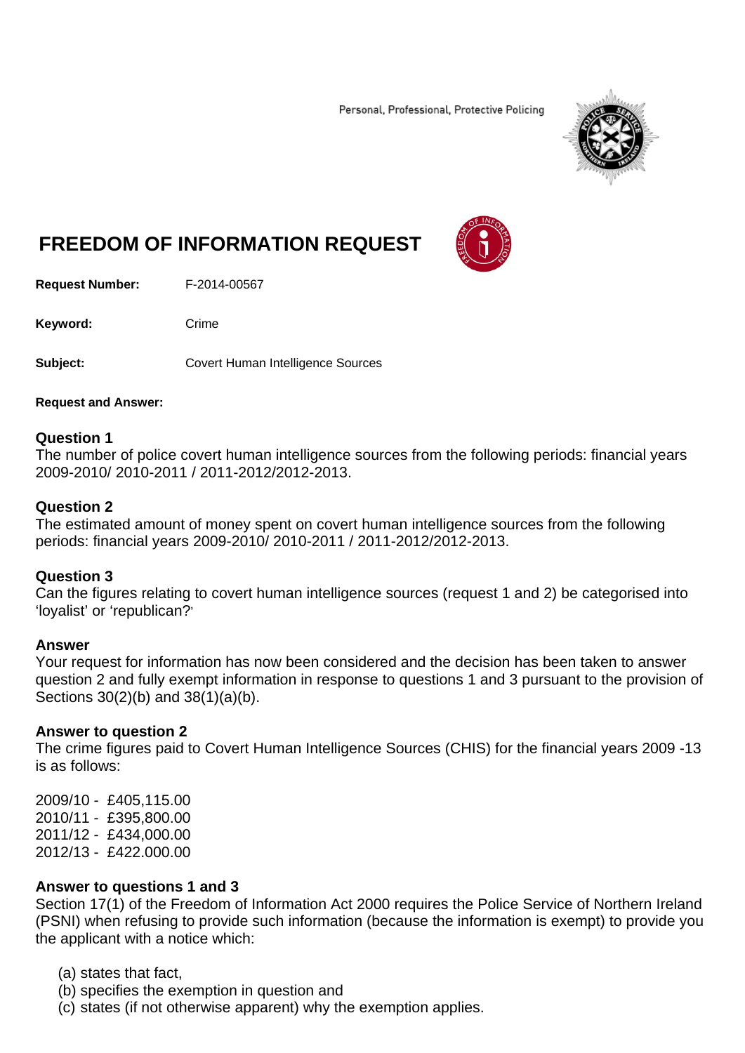Personal, Professional, Protective Policing

# FREEDOM OF INFORMATION REQUEST

**Request Number:** F-2014-00567

**Keyword:** Crime

**Subject:** Covert Human Intelligence Sources

**Request and Answer:**

**Question 1**
The number of police covert human intelligence sources from the following periods: financial years 2009-2010/ 2010-2011 / 2011-2012/2012-2013.

**Question 2**
The estimated amount of money spent on covert human intelligence sources from the following periods: financial years 2009-2010/ 2010-2011 / 2011-2012/2012-2013.

**Question 3**
Can the figures relating to covert human intelligence sources (request 1 and 2) be categorised into 'loyalist' or 'republican?'

**Answer**
Your request for information has now been considered and the decision has been taken to answer question 2 and fully exempt information in response to questions 1 and 3 pursuant to the provision of Sections 30(2)(b) and 38(1)(a)(b).

**Answer to question 2**
The crime figures paid to Covert Human Intelligence Sources (CHIS) for the financial years 2009 -13 is as follows:

2009/10 - £405,115.00
2010/11 - £395,800.00
2011/12 - £434,000.00
2012/13 - £422.000.00

**Answer to questions 1 and 3**
Section 17(1) of the Freedom of Information Act 2000 requires the Police Service of Northern Ireland (PSNI) when refusing to provide such information (because the information is exempt) to provide you the applicant with a notice which:

(a) states that fact,
(b) specifies the exemption in question and
(c) states (if not otherwise apparent) why the exemption applies.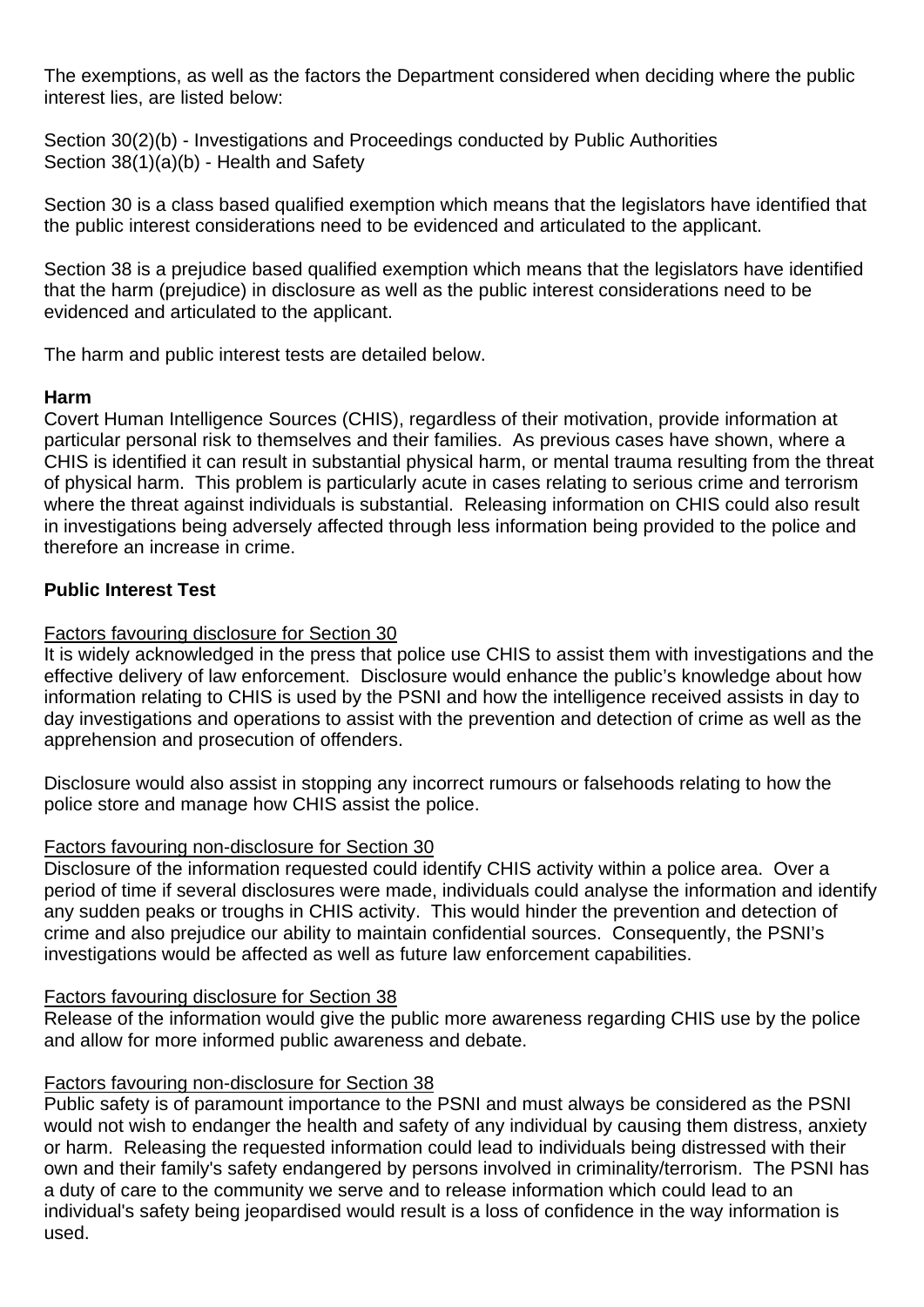The exemptions, as well as the factors the Department considered when deciding where the public interest lies, are listed below:

Section 30(2)(b) - Investigations and Proceedings conducted by Public Authorities
Section 38(1)(a)(b) - Health and Safety

Section 30 is a class based qualified exemption which means that the legislators have identified that the public interest considerations need to be evidenced and articulated to the applicant.

Section 38 is a prejudice based qualified exemption which means that the legislators have identified that the harm (prejudice) in disclosure as well as the public interest considerations need to be evidenced and articulated to the applicant.

The harm and public interest tests are detailed below.

**Harm**

Covert Human Intelligence Sources (CHIS), regardless of their motivation, provide information at particular personal risk to themselves and their families. As previous cases have shown, where a CHIS is identified it can result in substantial physical harm, or mental trauma resulting from the threat of physical harm. This problem is particularly acute in cases relating to serious crime and terrorism where the threat against individuals is substantial. Releasing information on CHIS could also result in investigations being adversely affected through less information being provided to the police and therefore an increase in crime.

**Public Interest Test**

<u>Factors favouring disclosure for Section 30</u>

It is widely acknowledged in the press that police use CHIS to assist them with investigations and the effective delivery of law enforcement. Disclosure would enhance the public's knowledge about how information relating to CHIS is used by the PSNI and how the intelligence received assists in day to day investigations and operations to assist with the prevention and detection of crime as well as the apprehension and prosecution of offenders.

Disclosure would also assist in stopping any incorrect rumours or falsehoods relating to how the police store and manage how CHIS assist the police.

<u>Factors favouring non-disclosure for Section 30</u>

Disclosure of the information requested could identify CHIS activity within a police area. Over a period of time if several disclosures were made, individuals could analyse the information and identify any sudden peaks or troughs in CHIS activity. This would hinder the prevention and detection of crime and also prejudice our ability to maintain confidential sources. Consequently, the PSNI's investigations would be affected as well as future law enforcement capabilities.

<u>Factors favouring disclosure for Section 38</u>

Release of the information would give the public more awareness regarding CHIS use by the police and allow for more informed public awareness and debate.

<u>Factors favouring non-disclosure for Section 38</u>

Public safety is of paramount importance to the PSNI and must always be considered as the PSNI would not wish to endanger the health and safety of any individual by causing them distress, anxiety or harm. Releasing the requested information could lead to individuals being distressed with their own and their family's safety endangered by persons involved in criminality/terrorism. The PSNI has a duty of care to the community we serve and to release information which could lead to an individual's safety being jeopardised would result is a loss of confidence in the way information is used.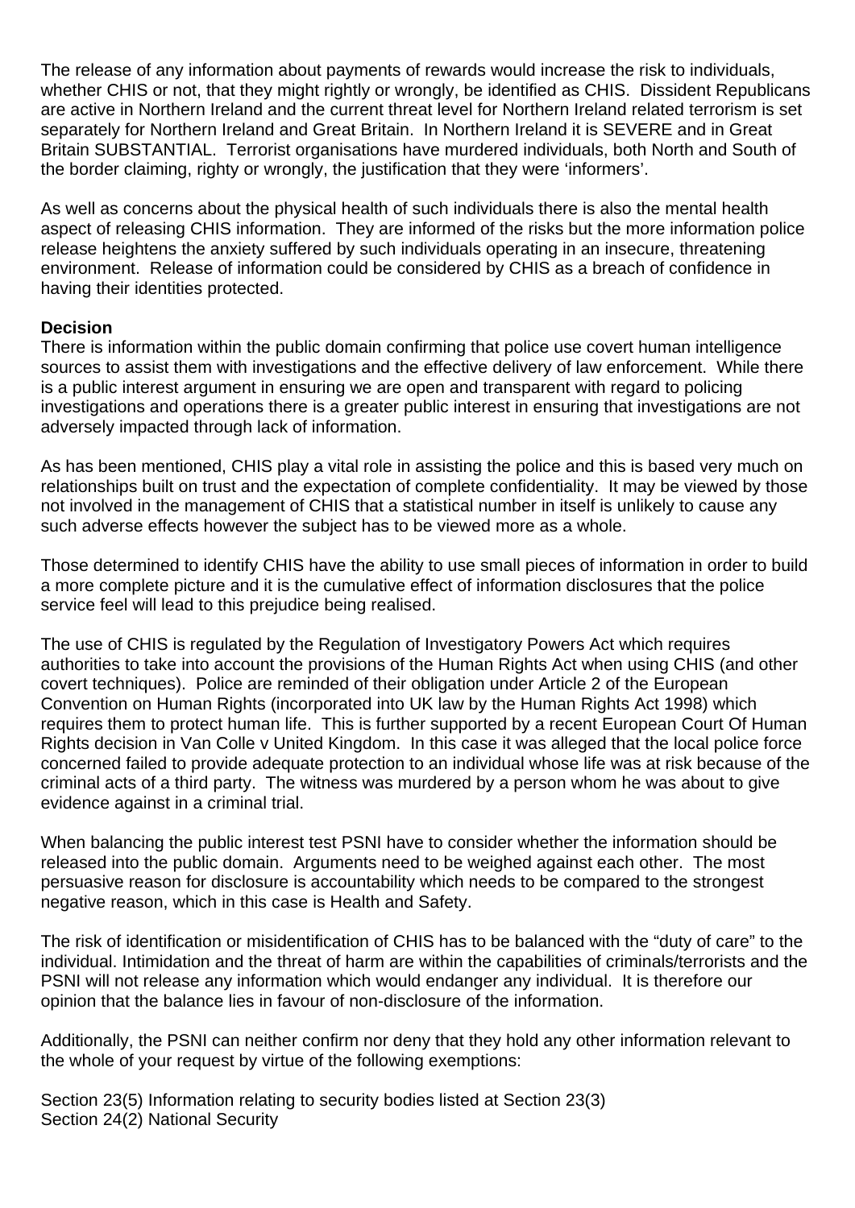The release of any information about payments of rewards would increase the risk to individuals, whether CHIS or not, that they might rightly or wrongly, be identified as CHIS. Dissident Republicans are active in Northern Ireland and the current threat level for Northern Ireland related terrorism is set separately for Northern Ireland and Great Britain. In Northern Ireland it is SEVERE and in Great Britain SUBSTANTIAL. Terrorist organisations have murdered individuals, both North and South of the border claiming, righty or wrongly, the justification that they were 'informers'.

As well as concerns about the physical health of such individuals there is also the mental health aspect of releasing CHIS information. They are informed of the risks but the more information police release heightens the anxiety suffered by such individuals operating in an insecure, threatening environment. Release of information could be considered by CHIS as a breach of confidence in having their identities protected.

**Decision**

There is information within the public domain confirming that police use covert human intelligence sources to assist them with investigations and the effective delivery of law enforcement. While there is a public interest argument in ensuring we are open and transparent with regard to policing investigations and operations there is a greater public interest in ensuring that investigations are not adversely impacted through lack of information.

As has been mentioned, CHIS play a vital role in assisting the police and this is based very much on relationships built on trust and the expectation of complete confidentiality. It may be viewed by those not involved in the management of CHIS that a statistical number in itself is unlikely to cause any such adverse effects however the subject has to be viewed more as a whole.

Those determined to identify CHIS have the ability to use small pieces of information in order to build a more complete picture and it is the cumulative effect of information disclosures that the police service feel will lead to this prejudice being realised.

The use of CHIS is regulated by the Regulation of Investigatory Powers Act which requires authorities to take into account the provisions of the Human Rights Act when using CHIS (and other covert techniques). Police are reminded of their obligation under Article 2 of the European Convention on Human Rights (incorporated into UK law by the Human Rights Act 1998) which requires them to protect human life. This is further supported by a recent European Court Of Human Rights decision in Van Colle v United Kingdom. In this case it was alleged that the local police force concerned failed to provide adequate protection to an individual whose life was at risk because of the criminal acts of a third party. The witness was murdered by a person whom he was about to give evidence against in a criminal trial.

When balancing the public interest test PSNI have to consider whether the information should be released into the public domain. Arguments need to be weighed against each other. The most persuasive reason for disclosure is accountability which needs to be compared to the strongest negative reason, which in this case is Health and Safety.

The risk of identification or misidentification of CHIS has to be balanced with the "duty of care" to the individual. Intimidation and the threat of harm are within the capabilities of criminals/terrorists and the PSNI will not release any information which would endanger any individual. It is therefore our opinion that the balance lies in favour of non-disclosure of the information.

Additionally, the PSNI can neither confirm nor deny that they hold any other information relevant to the whole of your request by virtue of the following exemptions:

Section 23(5) Information relating to security bodies listed at Section 23(3)
Section 24(2) National Security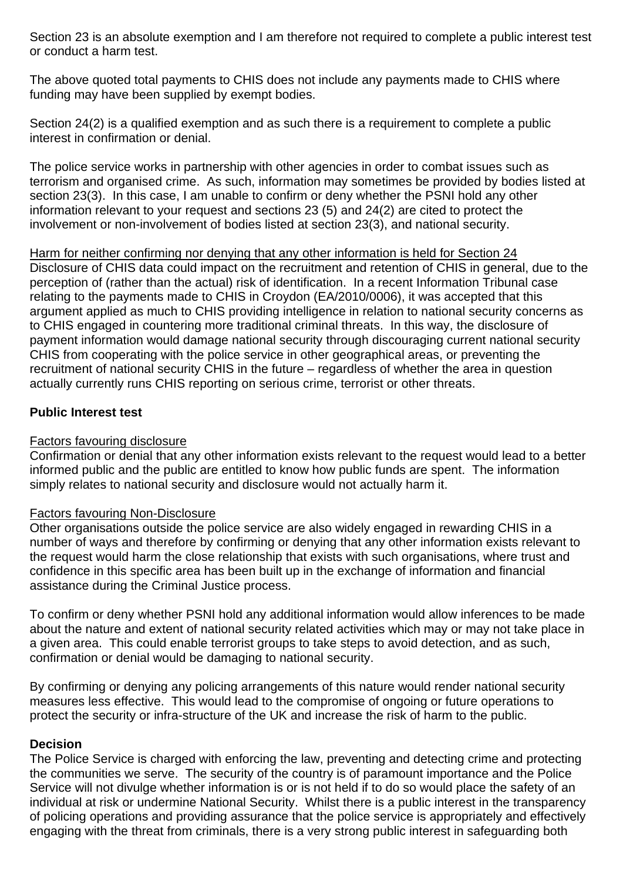Section 23 is an absolute exemption and I am therefore not required to complete a public interest test or conduct a harm test.

The above quoted total payments to CHIS does not include any payments made to CHIS where funding may have been supplied by exempt bodies.

Section 24(2) is a qualified exemption and as such there is a requirement to complete a public interest in confirmation or denial.

The police service works in partnership with other agencies in order to combat issues such as terrorism and organised crime. As such, information may sometimes be provided by bodies listed at section 23(3). In this case, I am unable to confirm or deny whether the PSNI hold any other information relevant to your request and sections 23 (5) and 24(2) are cited to protect the involvement or non-involvement of bodies listed at section 23(3), and national security.

<u>Harm for neither confirming nor denying that any other information is held for Section 24</u>
Disclosure of CHIS data could impact on the recruitment and retention of CHIS in general, due to the perception of (rather than the actual) risk of identification. In a recent Information Tribunal case relating to the payments made to CHIS in Croydon (EA/2010/0006), it was accepted that this argument applied as much to CHIS providing intelligence in relation to national security concerns as to CHIS engaged in countering more traditional criminal threats. In this way, the disclosure of payment information would damage national security through discouraging current national security CHIS from cooperating with the police service in other geographical areas, or preventing the recruitment of national security CHIS in the future – regardless of whether the area in question actually currently runs CHIS reporting on serious crime, terrorist or other threats.

**Public Interest test**

<u>Factors favouring disclosure</u>
Confirmation or denial that any other information exists relevant to the request would lead to a better informed public and the public are entitled to know how public funds are spent. The information simply relates to national security and disclosure would not actually harm it.

<u>Factors favouring Non-Disclosure</u>
Other organisations outside the police service are also widely engaged in rewarding CHIS in a number of ways and therefore by confirming or denying that any other information exists relevant to the request would harm the close relationship that exists with such organisations, where trust and confidence in this specific area has been built up in the exchange of information and financial assistance during the Criminal Justice process.

To confirm or deny whether PSNI hold any additional information would allow inferences to be made about the nature and extent of national security related activities which may or may not take place in a given area. This could enable terrorist groups to take steps to avoid detection, and as such, confirmation or denial would be damaging to national security.

By confirming or denying any policing arrangements of this nature would render national security measures less effective. This would lead to the compromise of ongoing or future operations to protect the security or infra-structure of the UK and increase the risk of harm to the public.

**Decision**
The Police Service is charged with enforcing the law, preventing and detecting crime and protecting the communities we serve. The security of the country is of paramount importance and the Police Service will not divulge whether information is or is not held if to do so would place the safety of an individual at risk or undermine National Security. Whilst there is a public interest in the transparency of policing operations and providing assurance that the police service is appropriately and effectively engaging with the threat from criminals, there is a very strong public interest in safeguarding both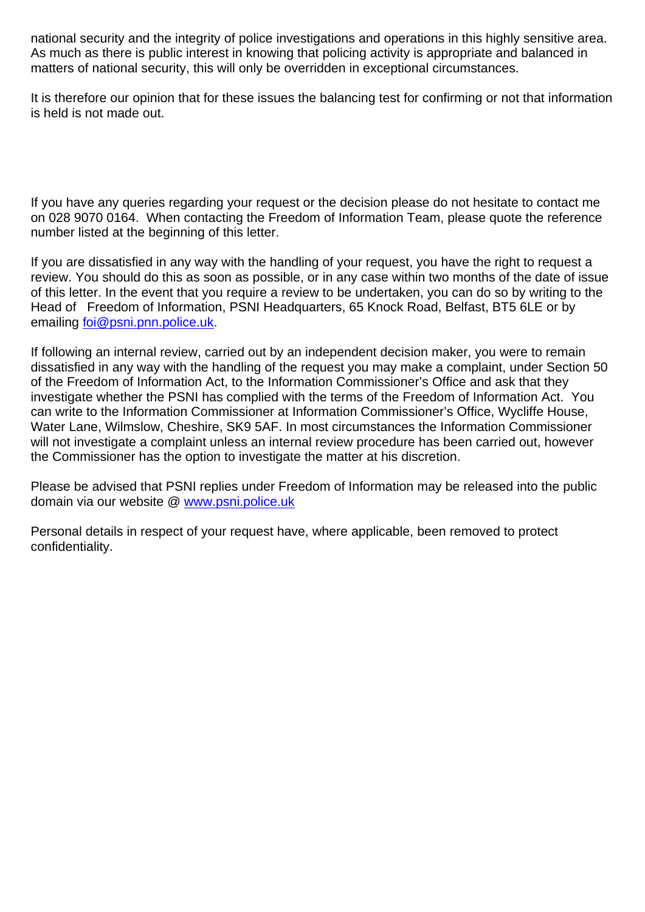national security and the integrity of police investigations and operations in this highly sensitive area. As much as there is public interest in knowing that policing activity is appropriate and balanced in matters of national security, this will only be overridden in exceptional circumstances.

It is therefore our opinion that for these issues the balancing test for confirming or not that information is held is not made out.

If you have any queries regarding your request or the decision please do not hesitate to contact me on 028 9070 0164. When contacting the Freedom of Information Team, please quote the reference number listed at the beginning of this letter.

If you are dissatisfied in any way with the handling of your request, you have the right to request a review. You should do this as soon as possible, or in any case within two months of the date of issue of this letter. In the event that you require a review to be undertaken, you can do so by writing to the Head of Freedom of Information, PSNI Headquarters, 65 Knock Road, Belfast, BT5 6LE or by emailing [foi@psni.pnn.police.uk](mailto:foi@psni.pnn.police.uk).

If following an internal review, carried out by an independent decision maker, you were to remain dissatisfied in any way with the handling of the request you may make a complaint, under Section 50 of the Freedom of Information Act, to the Information Commissioner's Office and ask that they investigate whether the PSNI has complied with the terms of the Freedom of Information Act. You can write to the Information Commissioner at Information Commissioner's Office, Wycliffe House, Water Lane, Wilmslow, Cheshire, SK9 5AF. In most circumstances the Information Commissioner will not investigate a complaint unless an internal review procedure has been carried out, however the Commissioner has the option to investigate the matter at his discretion.

Please be advised that PSNI replies under Freedom of Information may be released into the public domain via our website @ [www.psni.police.uk](http://www.psni.police.uk)

Personal details in respect of your request have, where applicable, been removed to protect confidentiality.